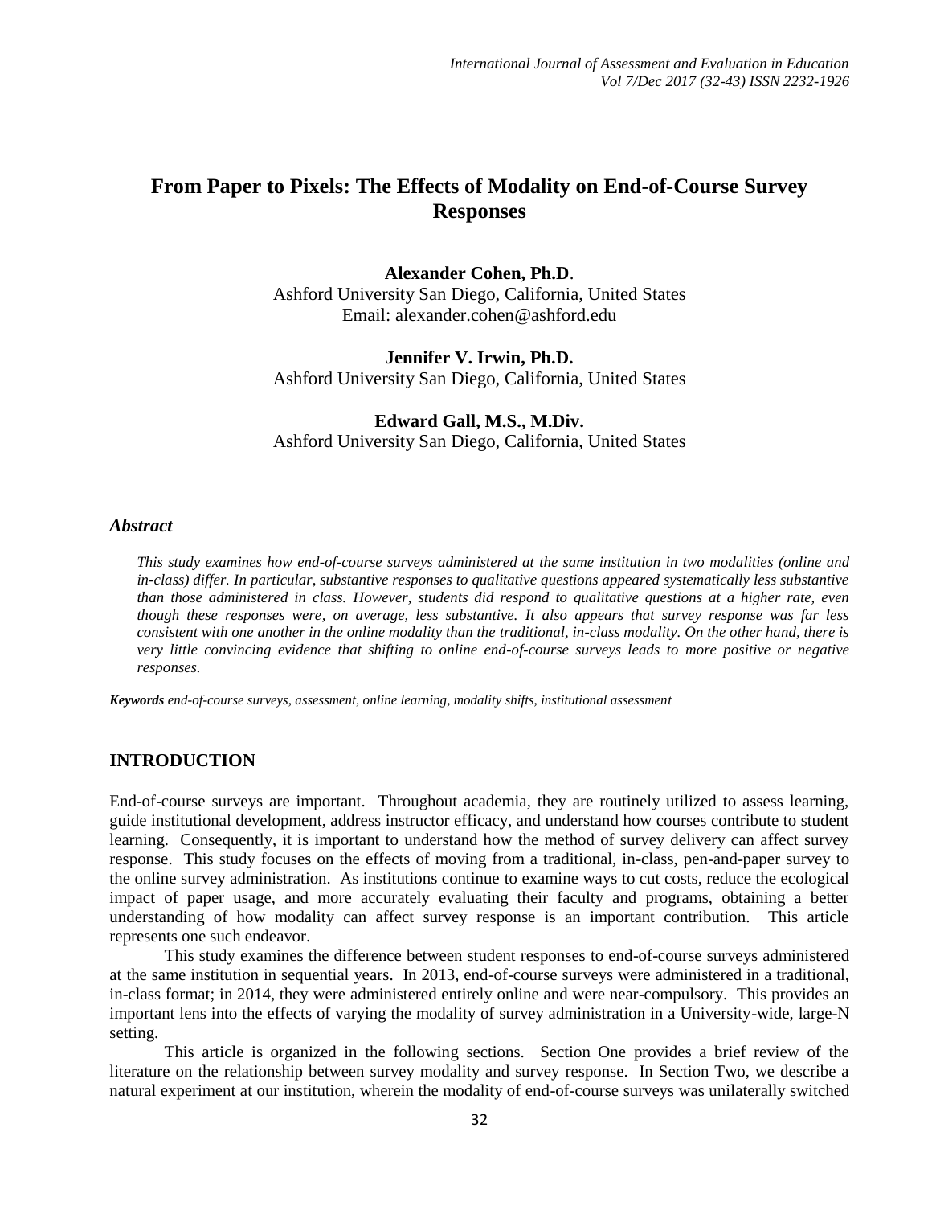# From Paper to Pixels: The Effects of Modality on End-of-Course Survey Responses

**Alexander Cohen, Ph.D**.
Ashford University San Diego, California, United States
Email: alexander.cohen@ashford.edu

**Jennifer V. Irwin, Ph.D.**
Ashford University San Diego, California, United States

**Edward Gall, M.S., M.Div.**
Ashford University San Diego, California, United States

### *Abstract*

*This study examines how end-of-course surveys administered at the same institution in two modalities (online and in-class) differ. In particular, substantive responses to qualitative questions appeared systematically less substantive than those administered in class. However, students did respond to qualitative questions at a higher rate, even though these responses were, on average, less substantive. It also appears that survey response was far less consistent with one another in the online modality than the traditional, in-class modality. On the other hand, there is very little convincing evidence that shifting to online end-of-course surveys leads to more positive or negative responses.*

***Keywords*** *end-of-course surveys, assessment, online learning, modality shifts, institutional assessment*

## INTRODUCTION

End-of-course surveys are important. Throughout academia, they are routinely utilized to assess learning, guide institutional development, address instructor efficacy, and understand how courses contribute to student learning. Consequently, it is important to understand how the method of survey delivery can affect survey response. This study focuses on the effects of moving from a traditional, in-class, pen-and-paper survey to the online survey administration. As institutions continue to examine ways to cut costs, reduce the ecological impact of paper usage, and more accurately evaluating their faculty and programs, obtaining a better understanding of how modality can affect survey response is an important contribution. This article represents one such endeavor.

This study examines the difference between student responses to end-of-course surveys administered at the same institution in sequential years. In 2013, end-of-course surveys were administered in a traditional, in-class format; in 2014, they were administered entirely online and were near-compulsory. This provides an important lens into the effects of varying the modality of survey administration in a University-wide, large-N setting.

This article is organized in the following sections. Section One provides a brief review of the literature on the relationship between survey modality and survey response. In Section Two, we describe a natural experiment at our institution, wherein the modality of end-of-course surveys was unilaterally switched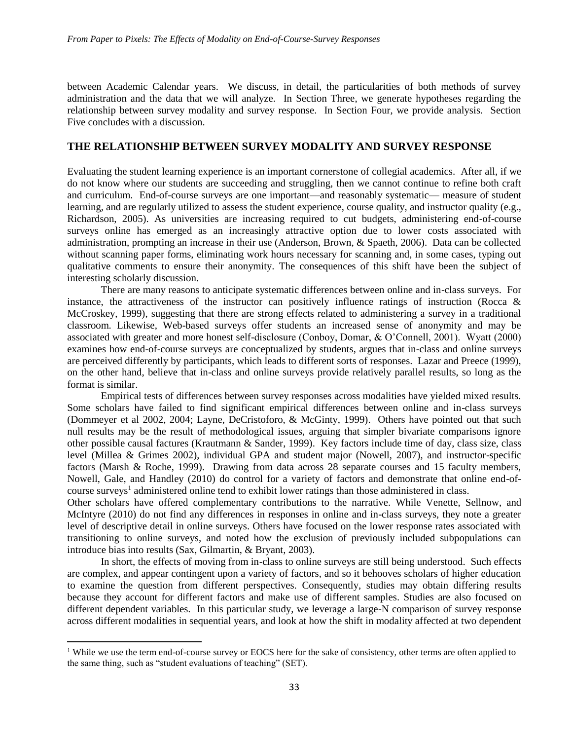between Academic Calendar years. We discuss, in detail, the particularities of both methods of survey administration and the data that we will analyze. In Section Three, we generate hypotheses regarding the relationship between survey modality and survey response. In Section Four, we provide analysis. Section Five concludes with a discussion.

## THE RELATIONSHIP BETWEEN SURVEY MODALITY AND SURVEY RESPONSE

Evaluating the student learning experience is an important cornerstone of collegial academics. After all, if we do not know where our students are succeeding and struggling, then we cannot continue to refine both craft and curriculum. End-of-course surveys are one important—and reasonably systematic— measure of student learning, and are regularly utilized to assess the student experience, course quality, and instructor quality (e.g., Richardson, 2005). As universities are increasing required to cut budgets, administering end-of-course surveys online has emerged as an increasingly attractive option due to lower costs associated with administration, prompting an increase in their use (Anderson, Brown, & Spaeth, 2006). Data can be collected without scanning paper forms, eliminating work hours necessary for scanning and, in some cases, typing out qualitative comments to ensure their anonymity. The consequences of this shift have been the subject of interesting scholarly discussion.

There are many reasons to anticipate systematic differences between online and in-class surveys. For instance, the attractiveness of the instructor can positively influence ratings of instruction (Rocca & McCroskey, 1999), suggesting that there are strong effects related to administering a survey in a traditional classroom. Likewise, Web-based surveys offer students an increased sense of anonymity and may be associated with greater and more honest self-disclosure (Conboy, Domar, & O'Connell, 2001). Wyatt (2000) examines how end-of-course surveys are conceptualized by students, argues that in-class and online surveys are perceived differently by participants, which leads to different sorts of responses. Lazar and Preece (1999), on the other hand, believe that in-class and online surveys provide relatively parallel results, so long as the format is similar.

Empirical tests of differences between survey responses across modalities have yielded mixed results. Some scholars have failed to find significant empirical differences between online and in-class surveys (Dommeyer et al 2002, 2004; Layne, DeCristoforo, & McGinty, 1999). Others have pointed out that such null results may be the result of methodological issues, arguing that simpler bivariate comparisons ignore other possible causal factures (Krautmann & Sander, 1999). Key factors include time of day, class size, class level (Millea & Grimes 2002), individual GPA and student major (Nowell, 2007), and instructor-specific factors (Marsh & Roche, 1999). Drawing from data across 28 separate courses and 15 faculty members, Nowell, Gale, and Handley (2010) do control for a variety of factors and demonstrate that online end-of-course surveys[1] administered online tend to exhibit lower ratings than those administered in class.

Other scholars have offered complementary contributions to the narrative. While Venette, Sellnow, and McIntyre (2010) do not find any differences in responses in online and in-class surveys, they note a greater level of descriptive detail in online surveys. Others have focused on the lower response rates associated with transitioning to online surveys, and noted how the exclusion of previously included subpopulations can introduce bias into results (Sax, Gilmartin, & Bryant, 2003).

In short, the effects of moving from in-class to online surveys are still being understood. Such effects are complex, and appear contingent upon a variety of factors, and so it behooves scholars of higher education to examine the question from different perspectives. Consequently, studies may obtain differing results because they account for different factors and make use of different samples. Studies are also focused on different dependent variables. In this particular study, we leverage a large-N comparison of survey response across different modalities in sequential years, and look at how the shift in modality affected at two dependent

[1] While we use the term end-of-course survey or EOCS here for the sake of consistency, other terms are often applied to the same thing, such as "student evaluations of teaching" (SET).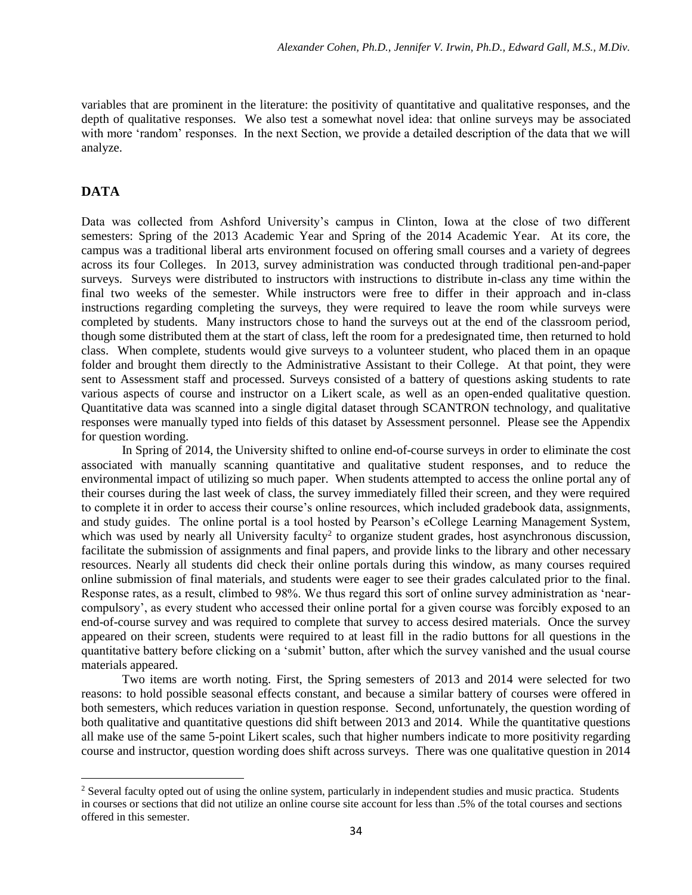variables that are prominent in the literature: the positivity of quantitative and qualitative responses, and the depth of qualitative responses. We also test a somewhat novel idea: that online surveys may be associated with more 'random' responses. In the next Section, we provide a detailed description of the data that we will analyze.

## DATA

Data was collected from Ashford University's campus in Clinton, Iowa at the close of two different semesters: Spring of the 2013 Academic Year and Spring of the 2014 Academic Year. At its core, the campus was a traditional liberal arts environment focused on offering small courses and a variety of degrees across its four Colleges. In 2013, survey administration was conducted through traditional pen-and-paper surveys. Surveys were distributed to instructors with instructions to distribute in-class any time within the final two weeks of the semester. While instructors were free to differ in their approach and in-class instructions regarding completing the surveys, they were required to leave the room while surveys were completed by students. Many instructors chose to hand the surveys out at the end of the classroom period, though some distributed them at the start of class, left the room for a predesignated time, then returned to hold class. When complete, students would give surveys to a volunteer student, who placed them in an opaque folder and brought them directly to the Administrative Assistant to their College. At that point, they were sent to Assessment staff and processed. Surveys consisted of a battery of questions asking students to rate various aspects of course and instructor on a Likert scale, as well as an open-ended qualitative question. Quantitative data was scanned into a single digital dataset through SCANTRON technology, and qualitative responses were manually typed into fields of this dataset by Assessment personnel. Please see the Appendix for question wording.

In Spring of 2014, the University shifted to online end-of-course surveys in order to eliminate the cost associated with manually scanning quantitative and qualitative student responses, and to reduce the environmental impact of utilizing so much paper. When students attempted to access the online portal any of their courses during the last week of class, the survey immediately filled their screen, and they were required to complete it in order to access their course's online resources, which included gradebook data, assignments, and study guides. The online portal is a tool hosted by Pearson's eCollege Learning Management System, which was used by nearly all University faculty[2] to organize student grades, host asynchronous discussion, facilitate the submission of assignments and final papers, and provide links to the library and other necessary resources. Nearly all students did check their online portals during this window, as many courses required online submission of final materials, and students were eager to see their grades calculated prior to the final. Response rates, as a result, climbed to 98%. We thus regard this sort of online survey administration as 'near-compulsory', as every student who accessed their online portal for a given course was forcibly exposed to an end-of-course survey and was required to complete that survey to access desired materials. Once the survey appeared on their screen, students were required to at least fill in the radio buttons for all questions in the quantitative battery before clicking on a 'submit' button, after which the survey vanished and the usual course materials appeared.

Two items are worth noting. First, the Spring semesters of 2013 and 2014 were selected for two reasons: to hold possible seasonal effects constant, and because a similar battery of courses were offered in both semesters, which reduces variation in question response. Second, unfortunately, the question wording of both qualitative and quantitative questions did shift between 2013 and 2014. While the quantitative questions all make use of the same 5-point Likert scales, such that higher numbers indicate to more positivity regarding course and instructor, question wording does shift across surveys. There was one qualitative question in 2014

[2] Several faculty opted out of using the online system, particularly in independent studies and music practica. Students in courses or sections that did not utilize an online course site account for less than .5% of the total courses and sections offered in this semester.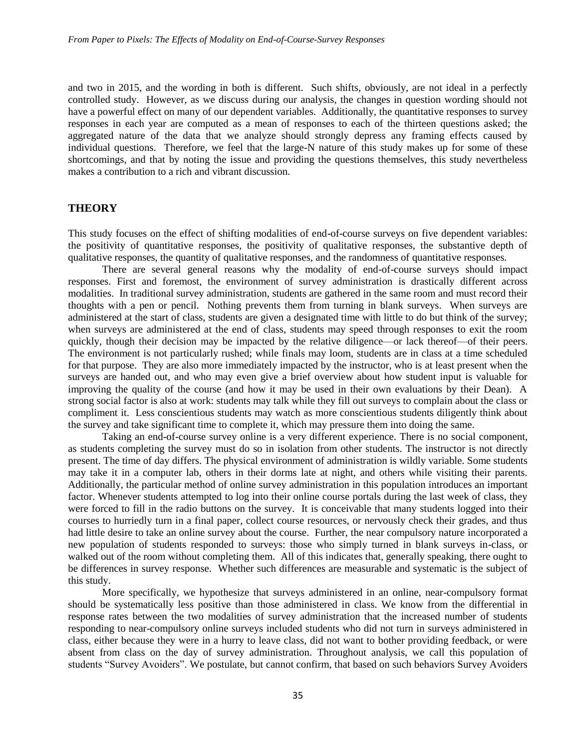and two in 2015, and the wording in both is different. Such shifts, obviously, are not ideal in a perfectly controlled study. However, as we discuss during our analysis, the changes in question wording should not have a powerful effect on many of our dependent variables. Additionally, the quantitative responses to survey responses in each year are computed as a mean of responses to each of the thirteen questions asked; the aggregated nature of the data that we analyze should strongly depress any framing effects caused by individual questions. Therefore, we feel that the large-N nature of this study makes up for some of these shortcomings, and that by noting the issue and providing the questions themselves, this study nevertheless makes a contribution to a rich and vibrant discussion.

## THEORY

This study focuses on the effect of shifting modalities of end-of-course surveys on five dependent variables: the positivity of quantitative responses, the positivity of qualitative responses, the substantive depth of qualitative responses, the quantity of qualitative responses, and the randomness of quantitative responses.

There are several general reasons why the modality of end-of-course surveys should impact responses. First and foremost, the environment of survey administration is drastically different across modalities. In traditional survey administration, students are gathered in the same room and must record their thoughts with a pen or pencil. Nothing prevents them from turning in blank surveys. When surveys are administered at the start of class, students are given a designated time with little to do but think of the survey; when surveys are administered at the end of class, students may speed through responses to exit the room quickly, though their decision may be impacted by the relative diligence—or lack thereof—of their peers. The environment is not particularly rushed; while finals may loom, students are in class at a time scheduled for that purpose. They are also more immediately impacted by the instructor, who is at least present when the surveys are handed out, and who may even give a brief overview about how student input is valuable for improving the quality of the course (and how it may be used in their own evaluations by their Dean). A strong social factor is also at work: students may talk while they fill out surveys to complain about the class or compliment it. Less conscientious students may watch as more conscientious students diligently think about the survey and take significant time to complete it, which may pressure them into doing the same.

Taking an end-of-course survey online is a very different experience. There is no social component, as students completing the survey must do so in isolation from other students. The instructor is not directly present. The time of day differs. The physical environment of administration is wildly variable. Some students may take it in a computer lab, others in their dorms late at night, and others while visiting their parents. Additionally, the particular method of online survey administration in this population introduces an important factor. Whenever students attempted to log into their online course portals during the last week of class, they were forced to fill in the radio buttons on the survey. It is conceivable that many students logged into their courses to hurriedly turn in a final paper, collect course resources, or nervously check their grades, and thus had little desire to take an online survey about the course. Further, the near compulsory nature incorporated a new population of students responded to surveys: those who simply turned in blank surveys in-class, or walked out of the room without completing them. All of this indicates that, generally speaking, there ought to be differences in survey response. Whether such differences are measurable and systematic is the subject of this study.

More specifically, we hypothesize that surveys administered in an online, near-compulsory format should be systematically less positive than those administered in class. We know from the differential in response rates between the two modalities of survey administration that the increased number of students responding to near-compulsory online surveys included students who did not turn in surveys administered in class, either because they were in a hurry to leave class, did not want to bother providing feedback, or were absent from class on the day of survey administration. Throughout analysis, we call this population of students "Survey Avoiders". We postulate, but cannot confirm, that based on such behaviors Survey Avoiders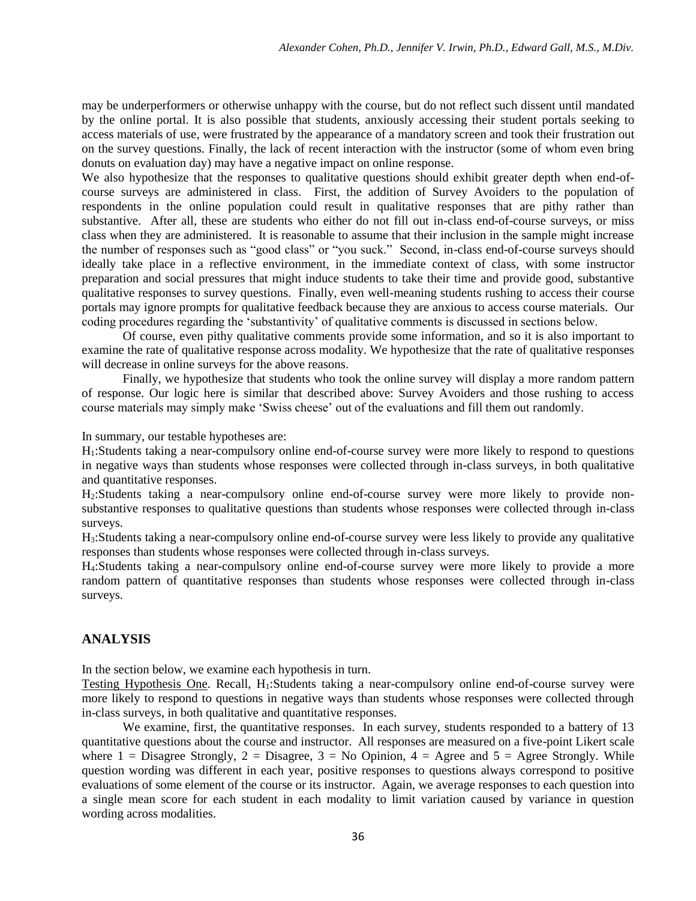may be underperformers or otherwise unhappy with the course, but do not reflect such dissent until mandated by the online portal. It is also possible that students, anxiously accessing their student portals seeking to access materials of use, were frustrated by the appearance of a mandatory screen and took their frustration out on the survey questions. Finally, the lack of recent interaction with the instructor (some of whom even bring donuts on evaluation day) may have a negative impact on online response.

We also hypothesize that the responses to qualitative questions should exhibit greater depth when end-of-course surveys are administered in class. First, the addition of Survey Avoiders to the population of respondents in the online population could result in qualitative responses that are pithy rather than substantive. After all, these are students who either do not fill out in-class end-of-course surveys, or miss class when they are administered. It is reasonable to assume that their inclusion in the sample might increase the number of responses such as "good class" or "you suck." Second, in-class end-of-course surveys should ideally take place in a reflective environment, in the immediate context of class, with some instructor preparation and social pressures that might induce students to take their time and provide good, substantive qualitative responses to survey questions. Finally, even well-meaning students rushing to access their course portals may ignore prompts for qualitative feedback because they are anxious to access course materials. Our coding procedures regarding the 'substantivity' of qualitative comments is discussed in sections below.

Of course, even pithy qualitative comments provide some information, and so it is also important to examine the rate of qualitative response across modality. We hypothesize that the rate of qualitative responses will decrease in online surveys for the above reasons.

Finally, we hypothesize that students who took the online survey will display a more random pattern of response. Our logic here is similar that described above: Survey Avoiders and those rushing to access course materials may simply make 'Swiss cheese' out of the evaluations and fill them out randomly.

In summary, our testable hypotheses are:

$H_1$:Students taking a near-compulsory online end-of-course survey were more likely to respond to questions in negative ways than students whose responses were collected through in-class surveys, in both qualitative and quantitative responses.

$H_2$:Students taking a near-compulsory online end-of-course survey were more likely to provide non-substantive responses to qualitative questions than students whose responses were collected through in-class surveys.

$H_3$:Students taking a near-compulsory online end-of-course survey were less likely to provide any qualitative responses than students whose responses were collected through in-class surveys.

$H_4$:Students taking a near-compulsory online end-of-course survey were more likely to provide a more random pattern of quantitative responses than students whose responses were collected through in-class surveys.

## ANALYSIS

In the section below, we examine each hypothesis in turn.

Testing Hypothesis One. Recall, $H_1$:Students taking a near-compulsory online end-of-course survey were more likely to respond to questions in negative ways than students whose responses were collected through in-class surveys, in both qualitative and quantitative responses.

We examine, first, the quantitative responses. In each survey, students responded to a battery of 13 quantitative questions about the course and instructor. All responses are measured on a five-point Likert scale where 1 = Disagree Strongly, 2 = Disagree, 3 = No Opinion, 4 = Agree and 5 = Agree Strongly. While question wording was different in each year, positive responses to questions always correspond to positive evaluations of some element of the course or its instructor. Again, we average responses to each question into a single mean score for each student in each modality to limit variation caused by variance in question wording across modalities.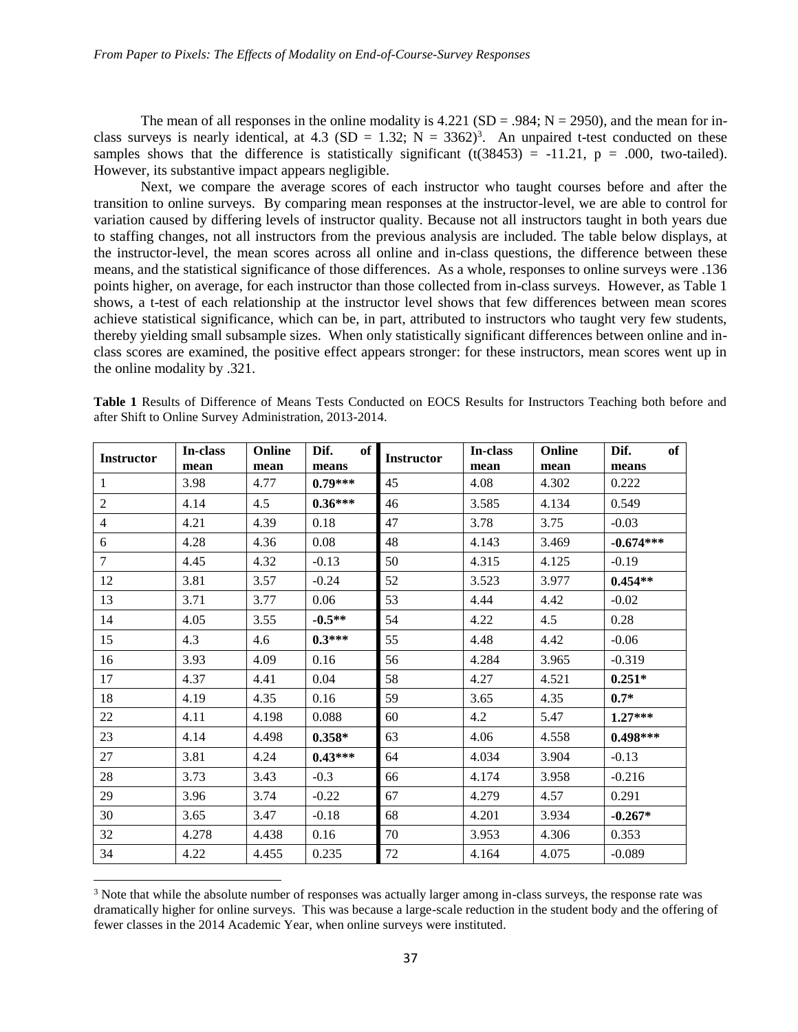The mean of all responses in the online modality is 4.221 (SD = .984; N = 2950), and the mean for in-class surveys is nearly identical, at 4.3 (SD = 1.32; N = 3362)[3]. An unpaired t-test conducted on these samples shows that the difference is statistically significant (t(38453) = -11.21, p = .000, two-tailed). However, its substantive impact appears negligible.

Next, we compare the average scores of each instructor who taught courses before and after the transition to online surveys. By comparing mean responses at the instructor-level, we are able to control for variation caused by differing levels of instructor quality. Because not all instructors taught in both years due to staffing changes, not all instructors from the previous analysis are included. The table below displays, at the instructor-level, the mean scores across all online and in-class questions, the difference between these means, and the statistical significance of those differences. As a whole, responses to online surveys were .136 points higher, on average, for each instructor than those collected from in-class surveys. However, as Table 1 shows, a t-test of each relationship at the instructor level shows that few differences between mean scores achieve statistical significance, which can be, in part, attributed to instructors who taught very few students, thereby yielding small subsample sizes. When only statistically significant differences between online and in-class scores are examined, the positive effect appears stronger: for these instructors, mean scores went up in the online modality by .321.

**Table 1** Results of Difference of Means Tests Conducted on EOCS Results for Instructors Teaching both before and after Shift to Online Survey Administration, 2013-2014.

| Instructor | In-class mean | Online mean | Dif. of means | Instructor | In-class mean | Online mean | Dif. of means |
|---|---|---|---|---|---|---|---|
| 1 | 3.98 | 4.77 | **0.79*** ** | 45 | 4.08 | 4.302 | 0.222 |
| 2 | 4.14 | 4.5 | **0.36*** ** | 46 | 3.585 | 4.134 | 0.549 |
| 4 | 4.21 | 4.39 | 0.18 | 47 | 3.78 | 3.75 | -0.03 |
| 6 | 4.28 | 4.36 | 0.08 | 48 | 4.143 | 3.469 | **-0.674*** ** |
| 7 | 4.45 | 4.32 | -0.13 | 50 | 4.315 | 4.125 | -0.19 |
| 12 | 3.81 | 3.57 | -0.24 | 52 | 3.523 | 3.977 | **0.454** ** |
| 13 | 3.71 | 3.77 | 0.06 | 53 | 4.44 | 4.42 | -0.02 |
| 14 | 4.05 | 3.55 | **-0.5** ** | 54 | 4.22 | 4.5 | 0.28 |
| 15 | 4.3 | 4.6 | **0.3*** ** | 55 | 4.48 | 4.42 | -0.06 |
| 16 | 3.93 | 4.09 | 0.16 | 56 | 4.284 | 3.965 | -0.319 |
| 17 | 4.37 | 4.41 | 0.04 | 58 | 4.27 | 4.521 | **0.251*** |
| 18 | 4.19 | 4.35 | 0.16 | 59 | 3.65 | 4.35 | **0.7*** |
| 22 | 4.11 | 4.198 | 0.088 | 60 | 4.2 | 5.47 | **1.27*** ** |
| 23 | 4.14 | 4.498 | **0.358*** | 63 | 4.06 | 4.558 | **0.498*** ** |
| 27 | 3.81 | 4.24 | **0.43*** ** | 64 | 4.034 | 3.904 | -0.13 |
| 28 | 3.73 | 3.43 | -0.3 | 66 | 4.174 | 3.958 | -0.216 |
| 29 | 3.96 | 3.74 | -0.22 | 67 | 4.279 | 4.57 | 0.291 |
| 30 | 3.65 | 3.47 | -0.18 | 68 | 4.201 | 3.934 | **-0.267*** |
| 32 | 4.278 | 4.438 | 0.16 | 70 | 3.953 | 4.306 | 0.353 |
| 34 | 4.22 | 4.455 | 0.235 | 72 | 4.164 | 4.075 | -0.089 |

[3] Note that while the absolute number of responses was actually larger among in-class surveys, the response rate was dramatically higher for online surveys. This was because a large-scale reduction in the student body and the offering of fewer classes in the 2014 Academic Year, when online surveys were instituted.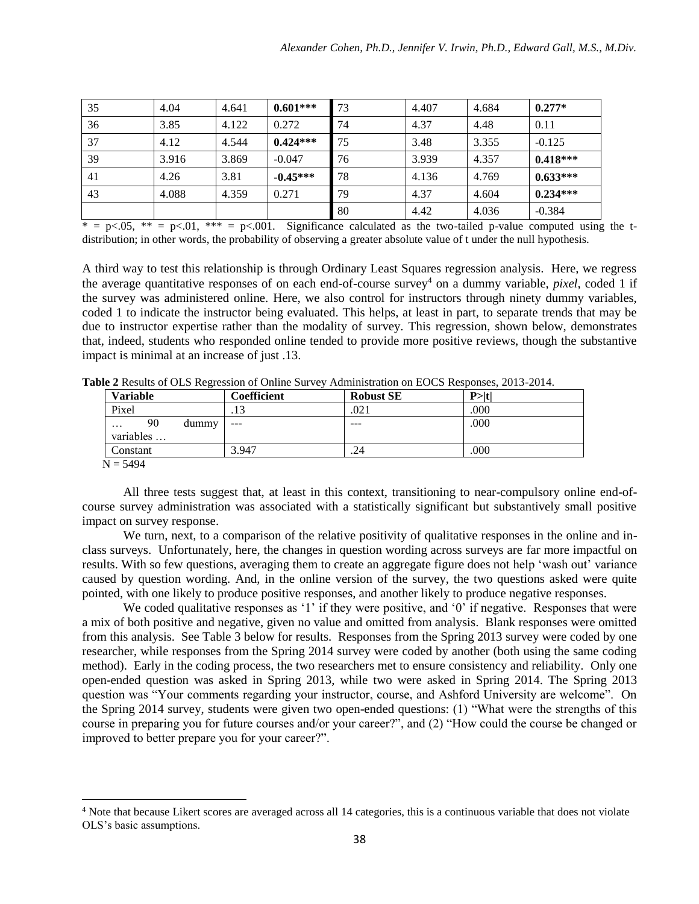| 35 | 4.04 | 4.641 | **0.601*** ** | 73 | 4.407 | 4.684 | **0.277*** |
|---|---|---|---|---|---|---|---|
| 36 | 3.85 | 4.122 | 0.272 | 74 | 4.37 | 4.48 | 0.11 |
| 37 | 4.12 | 4.544 | **0.424*** ** | 75 | 3.48 | 3.355 | -0.125 |
| 39 | 3.916 | 3.869 | -0.047 | 76 | 3.939 | 4.357 | **0.418*** ** |
| 41 | 4.26 | 3.81 | **-0.45*** ** | 78 | 4.136 | 4.769 | **0.633*** ** |
| 43 | 4.088 | 4.359 | 0.271 | 79 | 4.37 | 4.604 | **0.234*** ** |
| | | | | 80 | 4.42 | 4.036 | -0.384 |

\* = p<.05, ** = p<.01, *** = p<.001. Significance calculated as the two-tailed p-value computed using the t-distribution; in other words, the probability of observing a greater absolute value of t under the null hypothesis.

A third way to test this relationship is through Ordinary Least Squares regression analysis. Here, we regress the average quantitative responses of on each end-of-course survey[4] on a dummy variable, *pixel*, coded 1 if the survey was administered online. Here, we also control for instructors through ninety dummy variables, coded 1 to indicate the instructor being evaluated. This helps, at least in part, to separate trends that may be due to instructor expertise rather than the modality of survey. This regression, shown below, demonstrates that, indeed, students who responded online tended to provide more positive reviews, though the substantive impact is minimal at an increase of just .13.

**Table 2** Results of OLS Regression of Online Survey Administration on EOCS Responses, 2013-2014.

| Variable | Coefficient | Robust SE | P>\|t\| |
|---|---|---|---|
| Pixel | .13 | .021 | .000 |
| … 90 dummy variables … | --- | --- | .000 |
| Constant | 3.947 | .24 | .000 |

N = 5494

All three tests suggest that, at least in this context, transitioning to near-compulsory online end-of-course survey administration was associated with a statistically significant but substantively small positive impact on survey response.

We turn, next, to a comparison of the relative positivity of qualitative responses in the online and in-class surveys. Unfortunately, here, the changes in question wording across surveys are far more impactful on results. With so few questions, averaging them to create an aggregate figure does not help 'wash out' variance caused by question wording. And, in the online version of the survey, the two questions asked were quite pointed, with one likely to produce positive responses, and another likely to produce negative responses.

We coded qualitative responses as '1' if they were positive, and '0' if negative. Responses that were a mix of both positive and negative, given no value and omitted from analysis. Blank responses were omitted from this analysis. See Table 3 below for results. Responses from the Spring 2013 survey were coded by one researcher, while responses from the Spring 2014 survey were coded by another (both using the same coding method). Early in the coding process, the two researchers met to ensure consistency and reliability. Only one open-ended question was asked in Spring 2013, while two were asked in Spring 2014. The Spring 2013 question was "Your comments regarding your instructor, course, and Ashford University are welcome". On the Spring 2014 survey, students were given two open-ended questions: (1) "What were the strengths of this course in preparing you for future courses and/or your career?", and (2) "How could the course be changed or improved to better prepare you for your career?".

[4] Note that because Likert scores are averaged across all 14 categories, this is a continuous variable that does not violate OLS's basic assumptions.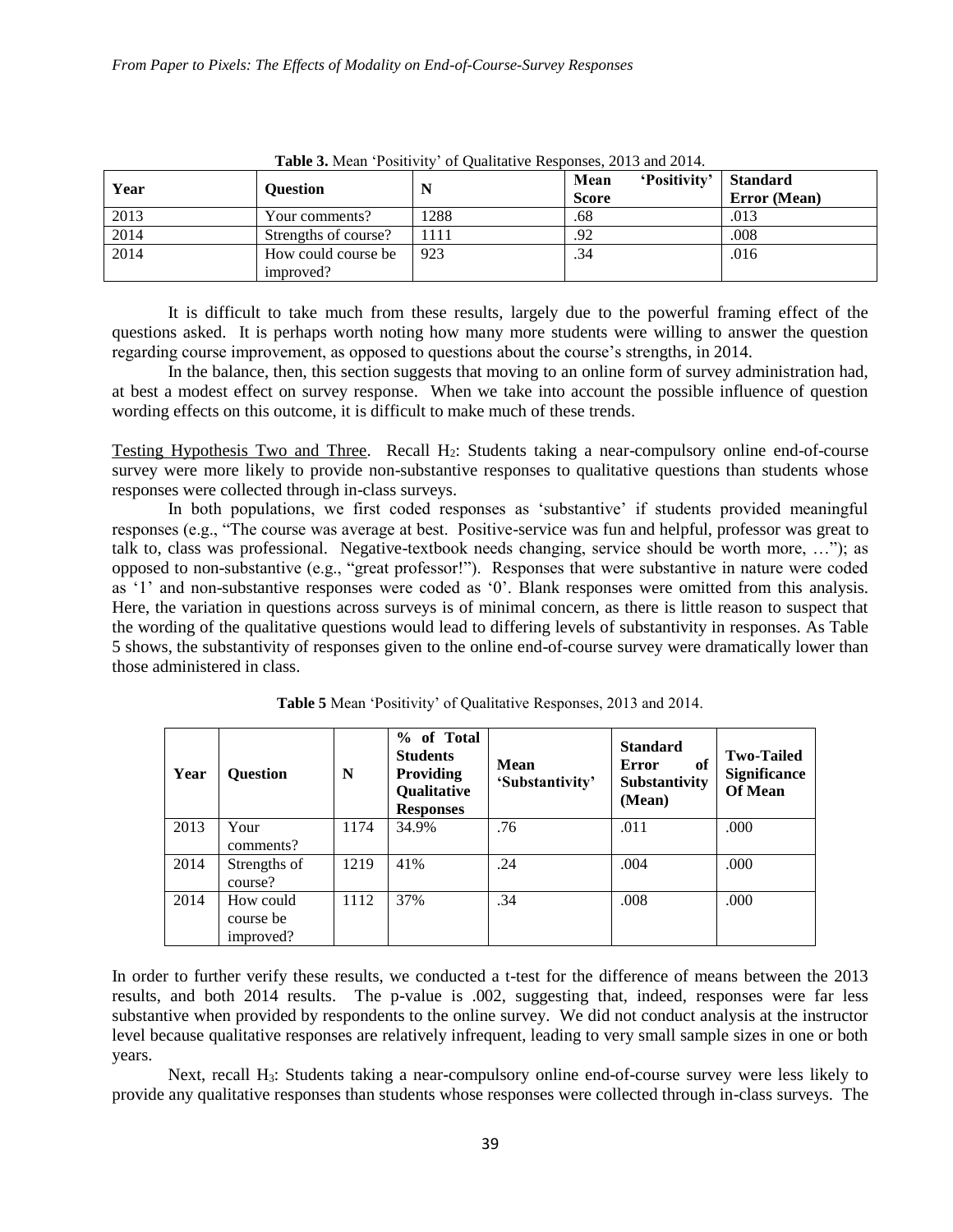**Table 3.** Mean 'Positivity' of Qualitative Responses, 2013 and 2014.

| Year | Question | N | Mean 'Positivity' Score | Standard Error (Mean) |
|---|---|---|---|---|
| 2013 | Your comments? | 1288 | .68 | .013 |
| 2014 | Strengths of course? | 1111 | .92 | .008 |
| 2014 | How could course be improved? | 923 | .34 | .016 |

It is difficult to take much from these results, largely due to the powerful framing effect of the questions asked. It is perhaps worth noting how many more students were willing to answer the question regarding course improvement, as opposed to questions about the course's strengths, in 2014.

In the balance, then, this section suggests that moving to an online form of survey administration had, at best a modest effect on survey response. When we take into account the possible influence of question wording effects on this outcome, it is difficult to make much of these trends.

Testing Hypothesis Two and Three. Recall $H_2$: Students taking a near-compulsory online end-of-course survey were more likely to provide non-substantive responses to qualitative questions than students whose responses were collected through in-class surveys.

In both populations, we first coded responses as 'substantive' if students provided meaningful responses (e.g., "The course was average at best. Positive-service was fun and helpful, professor was great to talk to, class was professional. Negative-textbook needs changing, service should be worth more, …"); as opposed to non-substantive (e.g., "great professor!"). Responses that were substantive in nature were coded as '1' and non-substantive responses were coded as '0'. Blank responses were omitted from this analysis. Here, the variation in questions across surveys is of minimal concern, as there is little reason to suspect that the wording of the qualitative questions would lead to differing levels of substantivity in responses. As Table 5 shows, the substantivity of responses given to the online end-of-course survey were dramatically lower than those administered in class.

**Table 5** Mean 'Positivity' of Qualitative Responses, 2013 and 2014.

| Year | Question | N | % of Total Students Providing Qualitative Responses | Mean 'Substantivity' | Standard Error of Substantivity (Mean) | Two-Tailed Significance Of Mean |
|---|---|---|---|---|---|---|
| 2013 | Your comments? | 1174 | 34.9% | .76 | .011 | .000 |
| 2014 | Strengths of course? | 1219 | 41% | .24 | .004 | .000 |
| 2014 | How could course be improved? | 1112 | 37% | .34 | .008 | .000 |

In order to further verify these results, we conducted a t-test for the difference of means between the 2013 results, and both 2014 results. The p-value is .002, suggesting that, indeed, responses were far less substantive when provided by respondents to the online survey. We did not conduct analysis at the instructor level because qualitative responses are relatively infrequent, leading to very small sample sizes in one or both years.

Next, recall $H_3$: Students taking a near-compulsory online end-of-course survey were less likely to provide any qualitative responses than students whose responses were collected through in-class surveys. The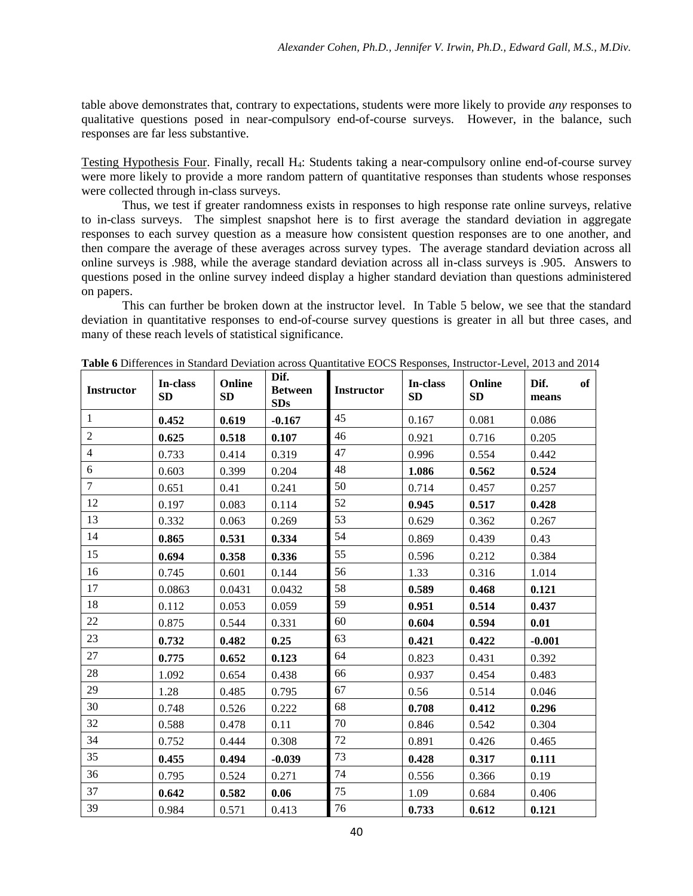table above demonstrates that, contrary to expectations, students were more likely to provide *any* responses to qualitative questions posed in near-compulsory end-of-course surveys. However, in the balance, such responses are far less substantive.

Testing Hypothesis Four. Finally, recall $H_4$: Students taking a near-compulsory online end-of-course survey were more likely to provide a more random pattern of quantitative responses than students whose responses were collected through in-class surveys.

Thus, we test if greater randomness exists in responses to high response rate online surveys, relative to in-class surveys. The simplest snapshot here is to first average the standard deviation in aggregate responses to each survey question as a measure how consistent question responses are to one another, and then compare the average of these averages across survey types. The average standard deviation across all online surveys is .988, while the average standard deviation across all in-class surveys is .905. Answers to questions posed in the online survey indeed display a higher standard deviation than questions administered on papers.

This can further be broken down at the instructor level. In Table 5 below, we see that the standard deviation in quantitative responses to end-of-course survey questions is greater in all but three cases, and many of these reach levels of statistical significance.

**Table 6** Differences in Standard Deviation across Quantitative EOCS Responses, Instructor-Level, 2013 and 2014

| Instructor | In-class SD | Online SD | Dif. Between SDs | Instructor | In-class SD | Online SD | Dif. of means |
|---|---|---|---|---|---|---|---|
| 1 | **0.452** | **0.619** | **-0.167** | 45 | 0.167 | 0.081 | 0.086 |
| 2 | **0.625** | **0.518** | **0.107** | 46 | 0.921 | 0.716 | 0.205 |
| 4 | 0.733 | 0.414 | 0.319 | 47 | 0.996 | 0.554 | 0.442 |
| 6 | 0.603 | 0.399 | 0.204 | 48 | **1.086** | **0.562** | **0.524** |
| 7 | 0.651 | 0.41 | 0.241 | 50 | 0.714 | 0.457 | 0.257 |
| 12 | 0.197 | 0.083 | 0.114 | 52 | **0.945** | **0.517** | **0.428** |
| 13 | 0.332 | 0.063 | 0.269 | 53 | 0.629 | 0.362 | 0.267 |
| 14 | **0.865** | **0.531** | **0.334** | 54 | 0.869 | 0.439 | 0.43 |
| 15 | **0.694** | **0.358** | **0.336** | 55 | 0.596 | 0.212 | 0.384 |
| 16 | 0.745 | 0.601 | 0.144 | 56 | 1.33 | 0.316 | 1.014 |
| 17 | 0.0863 | 0.0431 | 0.0432 | 58 | **0.589** | **0.468** | **0.121** |
| 18 | 0.112 | 0.053 | 0.059 | 59 | **0.951** | **0.514** | **0.437** |
| 22 | 0.875 | 0.544 | 0.331 | 60 | **0.604** | **0.594** | **0.01** |
| 23 | **0.732** | **0.482** | **0.25** | 63 | **0.421** | **0.422** | **-0.001** |
| 27 | **0.775** | **0.652** | **0.123** | 64 | 0.823 | 0.431 | 0.392 |
| 28 | 1.092 | 0.654 | 0.438 | 66 | 0.937 | 0.454 | 0.483 |
| 29 | 1.28 | 0.485 | 0.795 | 67 | 0.56 | 0.514 | 0.046 |
| 30 | 0.748 | 0.526 | 0.222 | 68 | **0.708** | **0.412** | **0.296** |
| 32 | 0.588 | 0.478 | 0.11 | 70 | 0.846 | 0.542 | 0.304 |
| 34 | 0.752 | 0.444 | 0.308 | 72 | 0.891 | 0.426 | 0.465 |
| 35 | **0.455** | **0.494** | **-0.039** | 73 | **0.428** | **0.317** | **0.111** |
| 36 | 0.795 | 0.524 | 0.271 | 74 | 0.556 | 0.366 | 0.19 |
| 37 | **0.642** | **0.582** | **0.06** | 75 | 1.09 | 0.684 | 0.406 |
| 39 | 0.984 | 0.571 | 0.413 | 76 | **0.733** | **0.612** | **0.121** |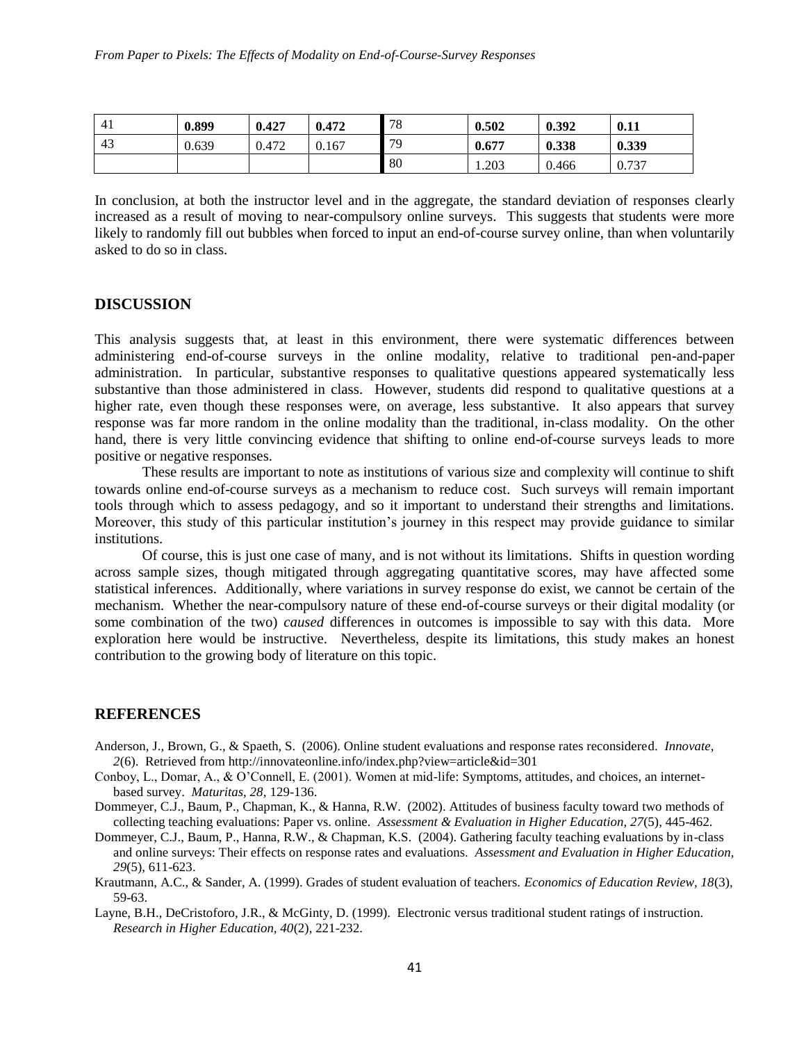| 41 | **0.899** | **0.427** | **0.472** | 78 | **0.502** | **0.392** | **0.11** |
|---|---|---|---|---|---|---|---|
| 43 | 0.639 | 0.472 | 0.167 | 79 | **0.677** | **0.338** | **0.339** |
| | | | | 80 | 1.203 | 0.466 | 0.737 |

In conclusion, at both the instructor level and in the aggregate, the standard deviation of responses clearly increased as a result of moving to near-compulsory online surveys. This suggests that students were more likely to randomly fill out bubbles when forced to input an end-of-course survey online, than when voluntarily asked to do so in class.

## DISCUSSION

This analysis suggests that, at least in this environment, there were systematic differences between administering end-of-course surveys in the online modality, relative to traditional pen-and-paper administration. In particular, substantive responses to qualitative questions appeared systematically less substantive than those administered in class. However, students did respond to qualitative questions at a higher rate, even though these responses were, on average, less substantive. It also appears that survey response was far more random in the online modality than the traditional, in-class modality. On the other hand, there is very little convincing evidence that shifting to online end-of-course surveys leads to more positive or negative responses.

These results are important to note as institutions of various size and complexity will continue to shift towards online end-of-course surveys as a mechanism to reduce cost. Such surveys will remain important tools through which to assess pedagogy, and so it important to understand their strengths and limitations. Moreover, this study of this particular institution's journey in this respect may provide guidance to similar institutions.

Of course, this is just one case of many, and is not without its limitations. Shifts in question wording across sample sizes, though mitigated through aggregating quantitative scores, may have affected some statistical inferences. Additionally, where variations in survey response do exist, we cannot be certain of the mechanism. Whether the near-compulsory nature of these end-of-course surveys or their digital modality (or some combination of the two) *caused* differences in outcomes is impossible to say with this data. More exploration here would be instructive. Nevertheless, despite its limitations, this study makes an honest contribution to the growing body of literature on this topic.

## REFERENCES

Anderson, J., Brown, G., & Spaeth, S. (2006). Online student evaluations and response rates reconsidered. *Innovate, 2*(6). Retrieved from http://innovateonline.info/index.php?view=article&id=301

Conboy, L., Domar, A., & O'Connell, E. (2001). Women at mid-life: Symptoms, attitudes, and choices, an internet-based survey. *Maturitas, 28,* 129-136.

Dommeyer, C.J., Baum, P., Chapman, K., & Hanna, R.W. (2002). Attitudes of business faculty toward two methods of collecting teaching evaluations: Paper vs. online. *Assessment & Evaluation in Higher Education, 27*(5), 445-462.

Dommeyer, C.J., Baum, P., Hanna, R.W., & Chapman, K.S. (2004). Gathering faculty teaching evaluations by in-class and online surveys: Their effects on response rates and evaluations. *Assessment and Evaluation in Higher Education, 29*(5), 611-623.

Krautmann, A.C., & Sander, A. (1999). Grades of student evaluation of teachers. *Economics of Education Review, 18*(3), 59-63.

Layne, B.H., DeCristoforo, J.R., & McGinty, D. (1999). Electronic versus traditional student ratings of instruction. *Research in Higher Education, 40*(2), 221-232.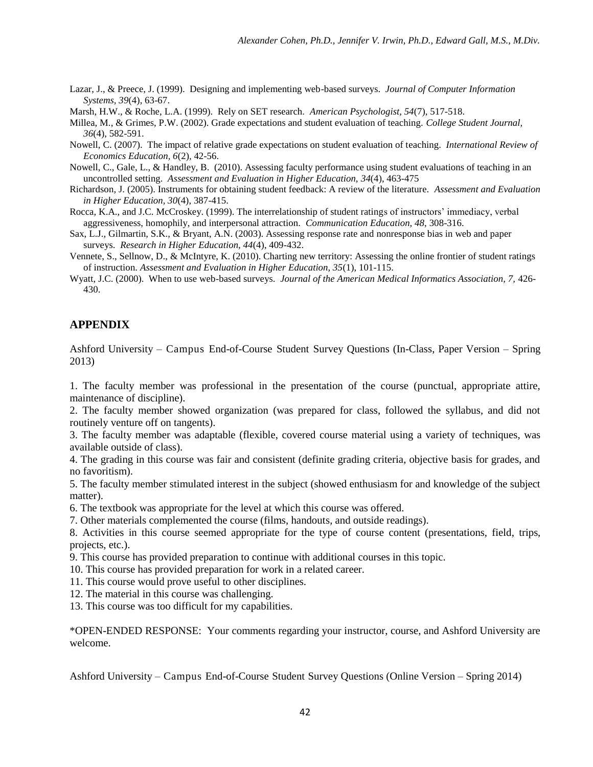Lazar, J., & Preece, J. (1999). Designing and implementing web-based surveys. *Journal of Computer Information Systems, 39*(4), 63-67.

Marsh, H.W., & Roche, L.A. (1999). Rely on SET research. *American Psychologist, 54*(7), 517-518.

Millea, M., & Grimes, P.W. (2002). Grade expectations and student evaluation of teaching. *College Student Journal, 36*(4), 582-591.

Nowell, C. (2007). The impact of relative grade expectations on student evaluation of teaching. *International Review of Economics Education, 6*(2), 42-56.

Nowell, C., Gale, L., & Handley, B. (2010). Assessing faculty performance using student evaluations of teaching in an uncontrolled setting. *Assessment and Evaluation in Higher Education, 34*(4), 463-475

Richardson, J. (2005). Instruments for obtaining student feedback: A review of the literature. *Assessment and Evaluation in Higher Education, 30*(4), 387-415.

Rocca, K.A., and J.C. McCroskey. (1999). The interrelationship of student ratings of instructors' immediacy, verbal aggressiveness, homophily, and interpersonal attraction. *Communication Education, 48,* 308-316.

Sax, L.J., Gilmartin, S.K., & Bryant, A.N. (2003). Assessing response rate and nonresponse bias in web and paper surveys. *Research in Higher Education, 44*(4), 409-432.

Vennete, S., Sellnow, D., & McIntyre, K. (2010). Charting new territory: Assessing the online frontier of student ratings of instruction. *Assessment and Evaluation in Higher Education, 35*(1), 101-115.

Wyatt, J.C. (2000). When to use web-based surveys. *Journal of the American Medical Informatics Association, 7,* 426-430.

## APPENDIX

Ashford University – Campus End-of-Course Student Survey Questions (In-Class, Paper Version – Spring 2013)

1. The faculty member was professional in the presentation of the course (punctual, appropriate attire, maintenance of discipline).
2. The faculty member showed organization (was prepared for class, followed the syllabus, and did not routinely venture off on tangents).
3. The faculty member was adaptable (flexible, covered course material using a variety of techniques, was available outside of class).
4. The grading in this course was fair and consistent (definite grading criteria, objective basis for grades, and no favoritism).
5. The faculty member stimulated interest in the subject (showed enthusiasm for and knowledge of the subject matter).
6. The textbook was appropriate for the level at which this course was offered.
7. Other materials complemented the course (films, handouts, and outside readings).
8. Activities in this course seemed appropriate for the type of course content (presentations, field, trips, projects, etc.).
9. This course has provided preparation to continue with additional courses in this topic.
10. This course has provided preparation for work in a related career.
11. This course would prove useful to other disciplines.
12. The material in this course was challenging.
13. This course was too difficult for my capabilities.

*OPEN-ENDED RESPONSE: Your comments regarding your instructor, course, and Ashford University are welcome.

Ashford University – Campus End-of-Course Student Survey Questions (Online Version – Spring 2014)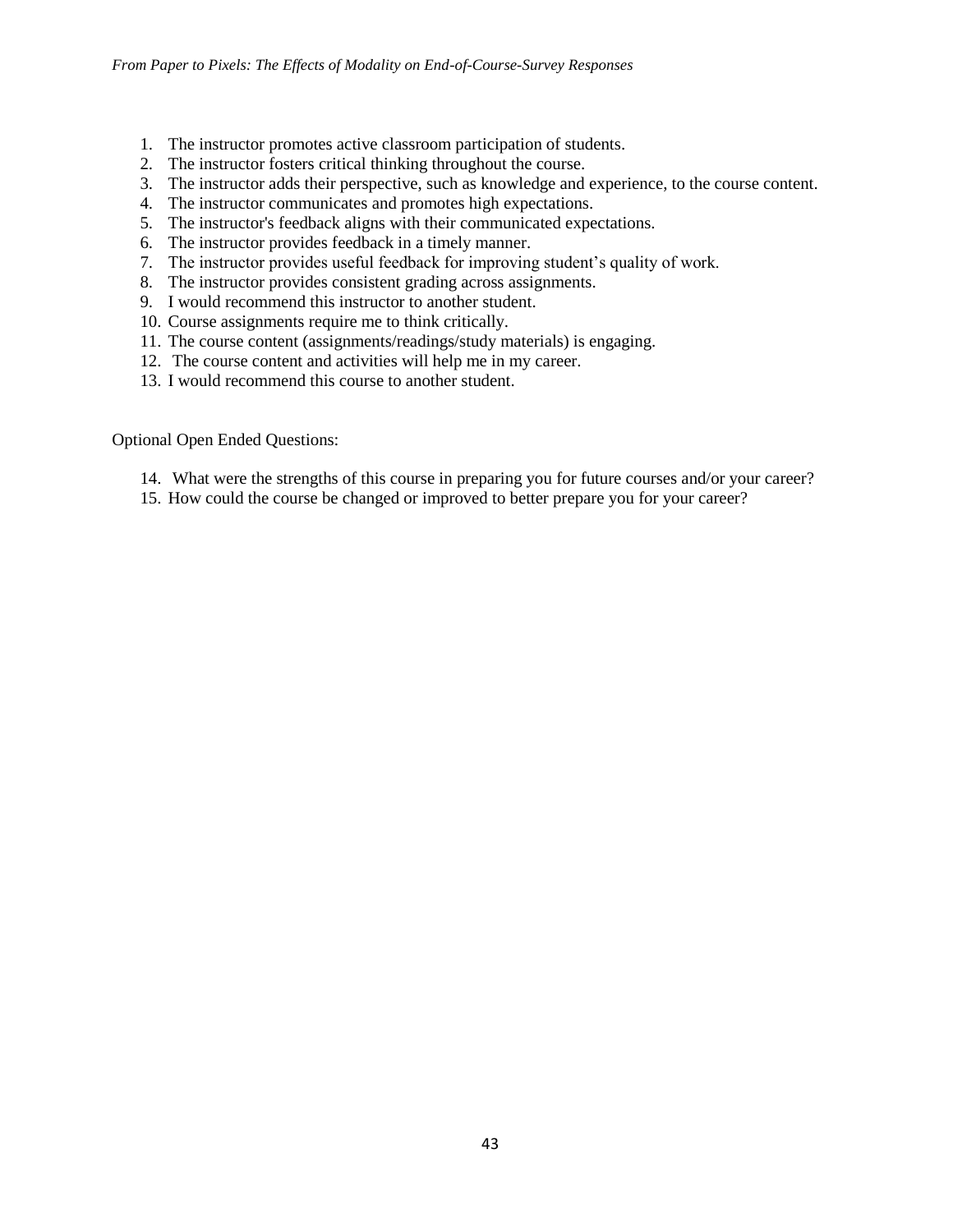1. The instructor promotes active classroom participation of students.
2. The instructor fosters critical thinking throughout the course.
3. The instructor adds their perspective, such as knowledge and experience, to the course content.
4. The instructor communicates and promotes high expectations.
5. The instructor's feedback aligns with their communicated expectations.
6. The instructor provides feedback in a timely manner.
7. The instructor provides useful feedback for improving student's quality of work.
8. The instructor provides consistent grading across assignments.
9. I would recommend this instructor to another student.
10. Course assignments require me to think critically.
11. The course content (assignments/readings/study materials) is engaging.
12. The course content and activities will help me in my career.
13. I would recommend this course to another student.

Optional Open Ended Questions:

14. What were the strengths of this course in preparing you for future courses and/or your career?
15. How could the course be changed or improved to better prepare you for your career?